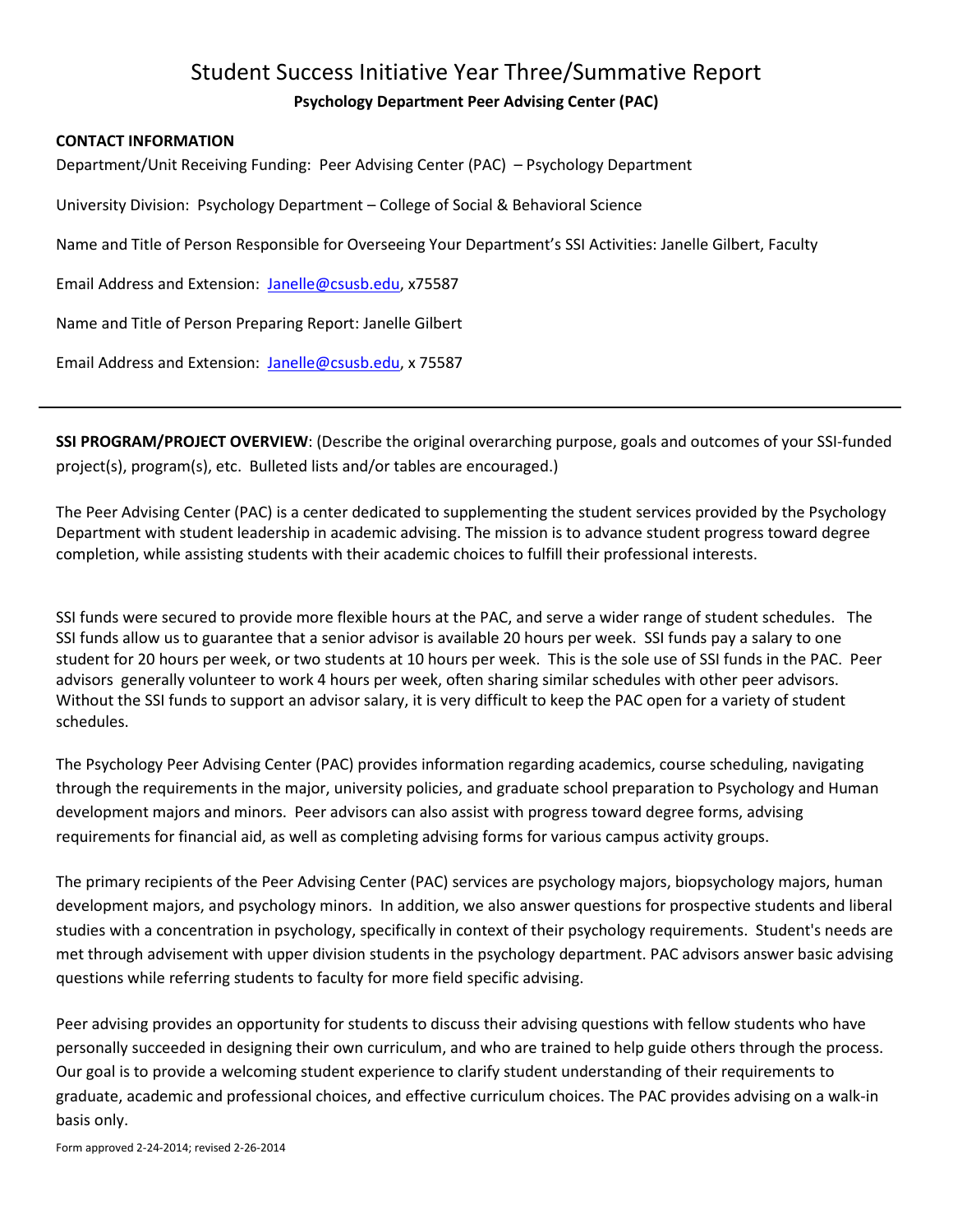# Student Success Initiative Year Three/Summative Report

**Psychology Department Peer Advising Center (PAC)**

**CONTACT INFORMATION**

Department/Unit Receiving Funding: Peer Advising Center (PAC) – Psychology Department

University Division: Psychology Department – College of Social & Behavioral Science

Name and Title of Person Responsible for Overseeing Your Department's SSI Activities: Janelle Gilbert, Faculty

Email Address and Extension: Janelle@csusb.edu, x75587

Name and Title of Person Preparing Report: Janelle Gilbert

Email Address and Extension: Janelle@csusb.edu, x 75587

---

**SSI PROGRAM/PROJECT OVERVIEW**: (Describe the original overarching purpose, goals and outcomes of your SSI-funded project(s), program(s), etc. Bulleted lists and/or tables are encouraged.)

The Peer Advising Center (PAC) is a center dedicated to supplementing the student services provided by the Psychology Department with student leadership in academic advising. The mission is to advance student progress toward degree completion, while assisting students with their academic choices to fulfill their professional interests.

SSI funds were secured to provide more flexible hours at the PAC, and serve a wider range of student schedules. The SSI funds allow us to guarantee that a senior advisor is available 20 hours per week. SSI funds pay a salary to one student for 20 hours per week, or two students at 10 hours per week. This is the sole use of SSI funds in the PAC. Peer advisors generally volunteer to work 4 hours per week, often sharing similar schedules with other peer advisors. Without the SSI funds to support an advisor salary, it is very difficult to keep the PAC open for a variety of student schedules.

The Psychology Peer Advising Center (PAC) provides information regarding academics, course scheduling, navigating through the requirements in the major, university policies, and graduate school preparation to Psychology and Human development majors and minors. Peer advisors can also assist with progress toward degree forms, advising requirements for financial aid, as well as completing advising forms for various campus activity groups.

The primary recipients of the Peer Advising Center (PAC) services are psychology majors, biopsychology majors, human development majors, and psychology minors. In addition, we also answer questions for prospective students and liberal studies with a concentration in psychology, specifically in context of their psychology requirements. Student's needs are met through advisement with upper division students in the psychology department. PAC advisors answer basic advising questions while referring students to faculty for more field specific advising.

Peer advising provides an opportunity for students to discuss their advising questions with fellow students who have personally succeeded in designing their own curriculum, and who are trained to help guide others through the process. Our goal is to provide a welcoming student experience to clarify student understanding of their requirements to graduate, academic and professional choices, and effective curriculum choices. The PAC provides advising on a walk-in basis only.

Form approved 2-24-2014; revised 2-26-2014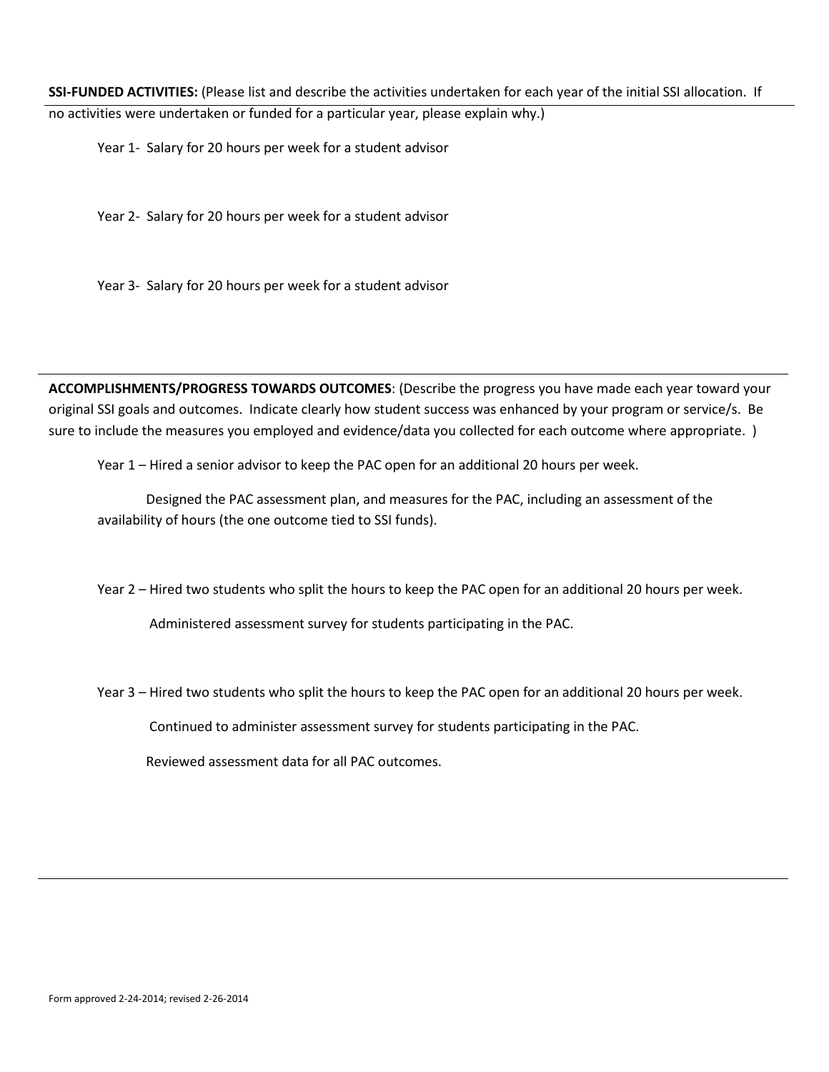**SSI-FUNDED ACTIVITIES:** (Please list and describe the activities undertaken for each year of the initial SSI allocation. If no activities were undertaken or funded for a particular year, please explain why.)

Year 1- Salary for 20 hours per week for a student advisor

Year 2- Salary for 20 hours per week for a student advisor

Year 3- Salary for 20 hours per week for a student advisor

---

**ACCOMPLISHMENTS/PROGRESS TOWARDS OUTCOMES**: (Describe the progress you have made each year toward your original SSI goals and outcomes. Indicate clearly how student success was enhanced by your program or service/s. Be sure to include the measures you employed and evidence/data you collected for each outcome where appropriate. )

Year 1 – Hired a senior advisor to keep the PAC open for an additional 20 hours per week.

Designed the PAC assessment plan, and measures for the PAC, including an assessment of the availability of hours (the one outcome tied to SSI funds).

Year 2 – Hired two students who split the hours to keep the PAC open for an additional 20 hours per week.

Administered assessment survey for students participating in the PAC.

Year 3 – Hired two students who split the hours to keep the PAC open for an additional 20 hours per week.

Continued to administer assessment survey for students participating in the PAC.

Reviewed assessment data for all PAC outcomes.

---

Form approved 2-24-2014; revised 2-26-2014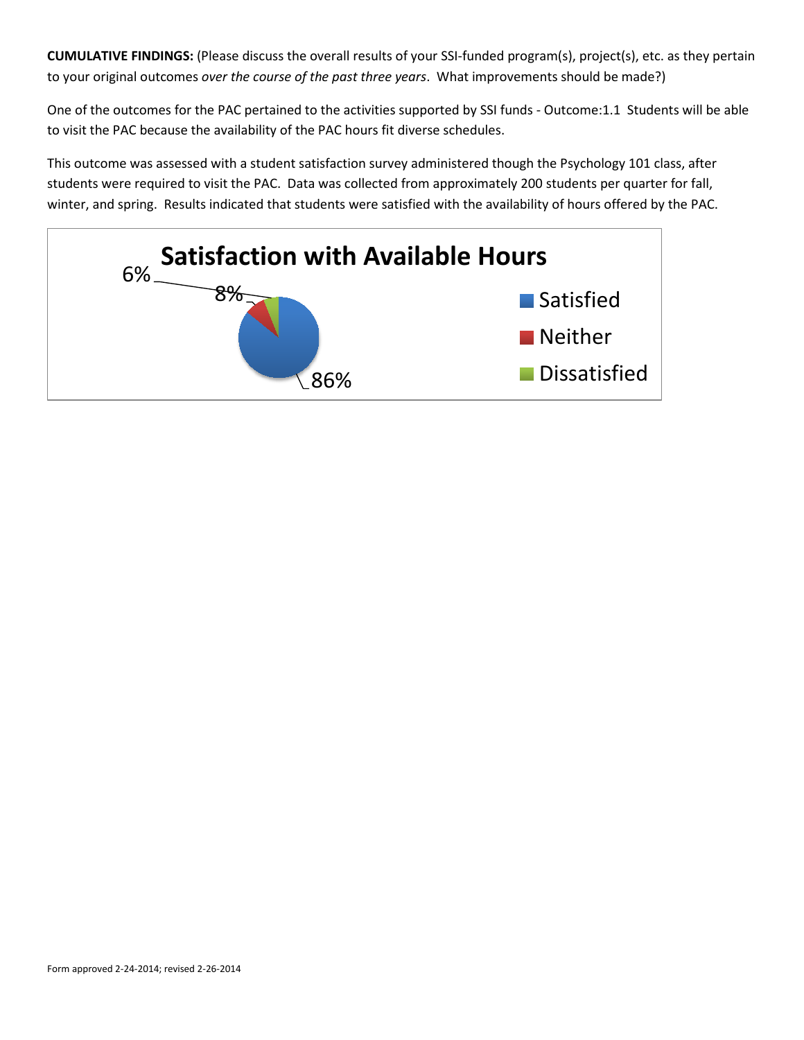**CUMULATIVE FINDINGS:** (Please discuss the overall results of your SSI-funded program(s), project(s), etc. as they pertain to your original outcomes *over the course of the past three years*. What improvements should be made?)

One of the outcomes for the PAC pertained to the activities supported by SSI funds - Outcome:1.1 Students will be able to visit the PAC because the availability of the PAC hours fit diverse schedules.

This outcome was assessed with a student satisfaction survey administered though the Psychology 101 class, after students were required to visit the PAC. Data was collected from approximately 200 students per quarter for fall, winter, and spring. Results indicated that students were satisfied with the availability of hours offered by the PAC.

**Satisfaction with Available Hours**

| Response | Percentage |
| --- | --- |
| Satisfied | 86% |
| Neither | 8% |
| Dissatisfied | 6% |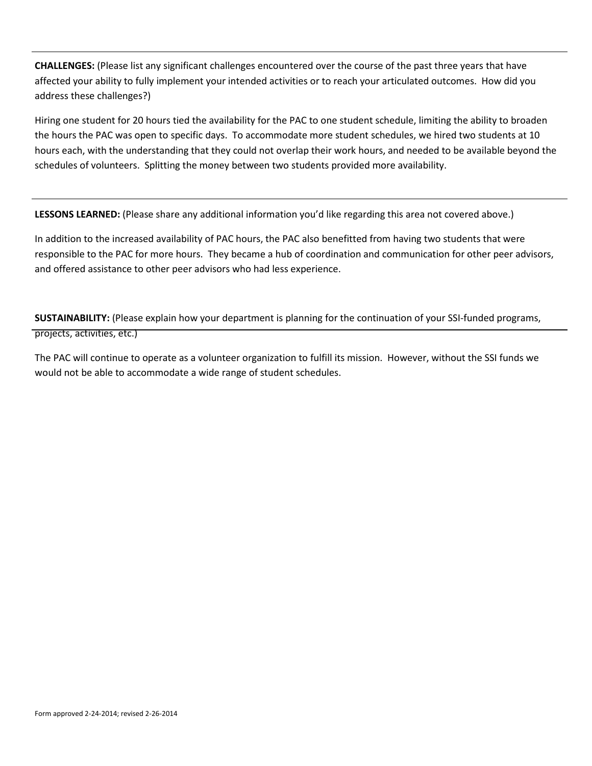**CHALLENGES:** (Please list any significant challenges encountered over the course of the past three years that have affected your ability to fully implement your intended activities or to reach your articulated outcomes. How did you address these challenges?)

Hiring one student for 20 hours tied the availability for the PAC to one student schedule, limiting the ability to broaden the hours the PAC was open to specific days. To accommodate more student schedules, we hired two students at 10 hours each, with the understanding that they could not overlap their work hours, and needed to be available beyond the schedules of volunteers. Splitting the money between two students provided more availability.

---

**LESSONS LEARNED:** (Please share any additional information you'd like regarding this area not covered above.)

In addition to the increased availability of PAC hours, the PAC also benefitted from having two students that were responsible to the PAC for more hours. They became a hub of coordination and communication for other peer advisors, and offered assistance to other peer advisors who had less experience.

**SUSTAINABILITY:** (Please explain how your department is planning for the continuation of your SSI-funded programs, projects, activities, etc.)

The PAC will continue to operate as a volunteer organization to fulfill its mission. However, without the SSI funds we would not be able to accommodate a wide range of student schedules.

Form approved 2-24-2014; revised 2-26-2014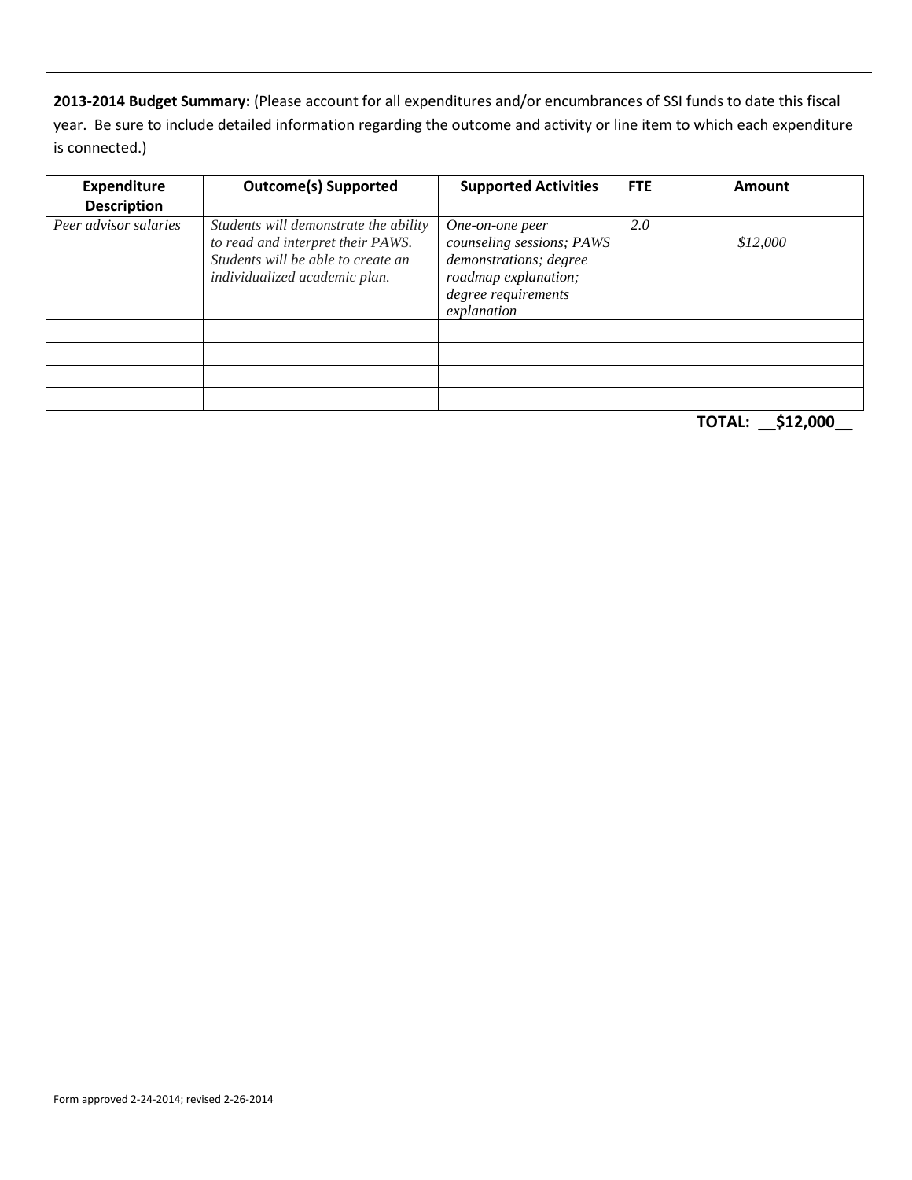**2013-2014 Budget Summary:** (Please account for all expenditures and/or encumbrances of SSI funds to date this fiscal year. Be sure to include detailed information regarding the outcome and activity or line item to which each expenditure is connected.)

| Expenditure Description | Outcome(s) Supported | Supported Activities | FTE | Amount |
|---|---|---|---|---|
| *Peer advisor salaries* | *Students will demonstrate the ability to read and interpret their PAWS. Students will be able to create an individualized academic plan.* | *One-on-one peer counseling sessions; PAWS demonstrations; degree roadmap explanation; degree requirements explanation* | *2.0* | *$12,000* |
| | | | | |
| | | | | |
| | | | | |
| | | | | |

**TOTAL: __$12,000__**

Form approved 2-24-2014; revised 2-26-2014